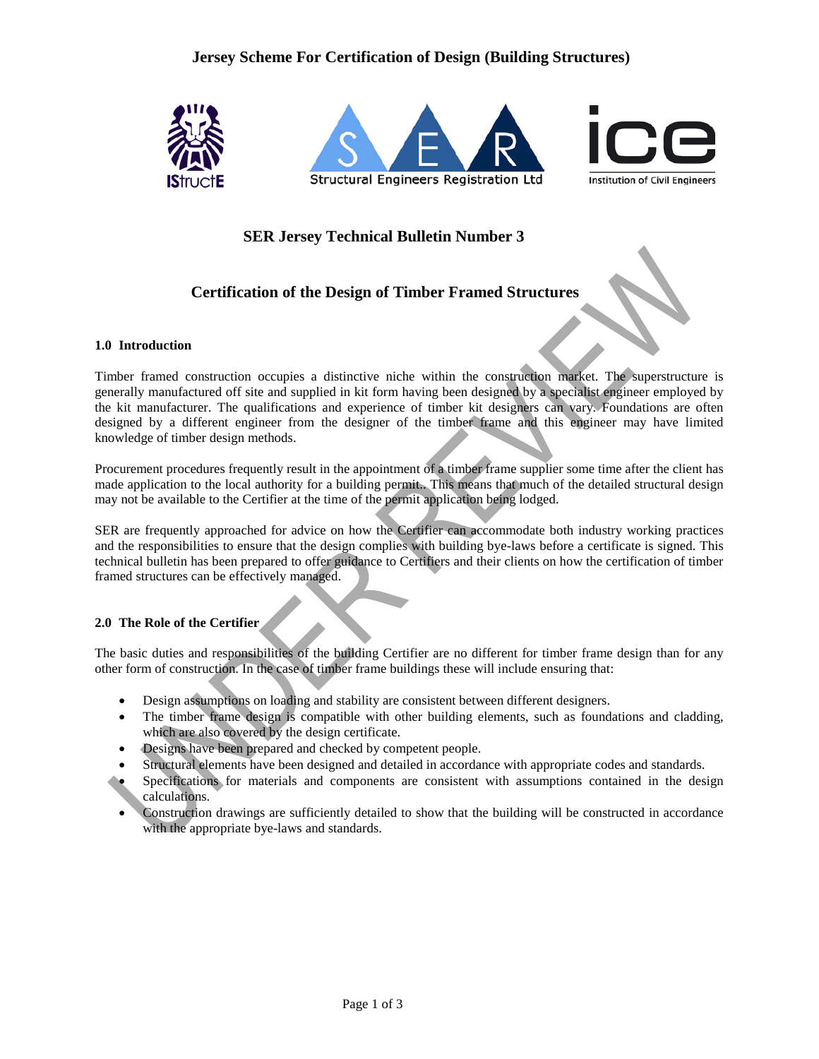# Jersey Scheme For Certification of Design (Building Structures)

## SER Jersey Technical Bulletin Number 3

## Certification of the Design of Timber Framed Structures

### 1.0 Introduction

Timber framed construction occupies a distinctive niche within the construction market. The superstructure is generally manufactured off site and supplied in kit form having been designed by a specialist engineer employed by the kit manufacturer. The qualifications and experience of timber kit designers can vary. Foundations are often designed by a different engineer from the designer of the timber frame and this engineer may have limited knowledge of timber design methods.

Procurement procedures frequently result in the appointment of a timber frame supplier some time after the client has made application to the local authority for a building permit.. This means that much of the detailed structural design may not be available to the Certifier at the time of the permit application being lodged.

SER are frequently approached for advice on how the Certifier can accommodate both industry working practices and the responsibilities to ensure that the design complies with building bye-laws before a certificate is signed. This technical bulletin has been prepared to offer guidance to Certifiers and their clients on how the certification of timber framed structures can be effectively managed.

### 2.0 The Role of the Certifier

The basic duties and responsibilities of the building Certifier are no different for timber frame design than for any other form of construction. In the case of timber frame buildings these will include ensuring that:

- Design assumptions on loading and stability are consistent between different designers.
- The timber frame design is compatible with other building elements, such as foundations and cladding, which are also covered by the design certificate.
- Designs have been prepared and checked by competent people.
- Structural elements have been designed and detailed in accordance with appropriate codes and standards.
- Specifications for materials and components are consistent with assumptions contained in the design calculations.
- Construction drawings are sufficiently detailed to show that the building will be constructed in accordance with the appropriate bye-laws and standards.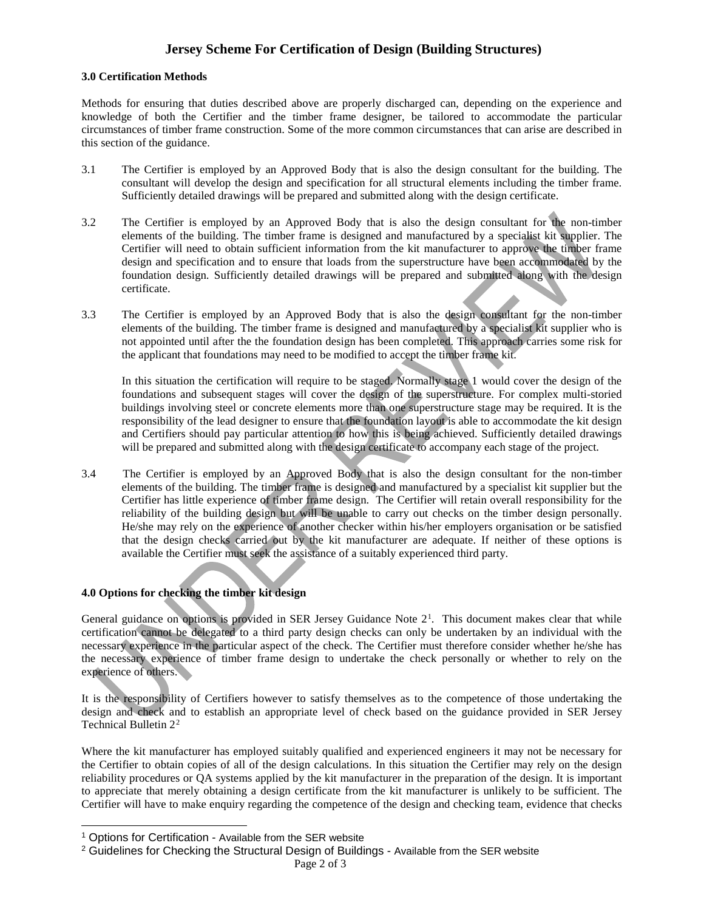### 3.0 Certification Methods

Methods for ensuring that duties described above are properly discharged can, depending on the experience and knowledge of both the Certifier and the timber frame designer, be tailored to accommodate the particular circumstances of timber frame construction. Some of the more common circumstances that can arise are described in this section of the guidance.

3.1 The Certifier is employed by an Approved Body that is also the design consultant for the building. The consultant will develop the design and specification for all structural elements including the timber frame. Sufficiently detailed drawings will be prepared and submitted along with the design certificate.

3.2 The Certifier is employed by an Approved Body that is also the design consultant for the non-timber elements of the building. The timber frame is designed and manufactured by a specialist kit supplier. The Certifier will need to obtain sufficient information from the kit manufacturer to approve the timber frame design and specification and to ensure that loads from the superstructure have been accommodated by the foundation design. Sufficiently detailed drawings will be prepared and submitted along with the design certificate.

3.3 The Certifier is employed by an Approved Body that is also the design consultant for the non-timber elements of the building. The timber frame is designed and manufactured by a specialist kit supplier who is not appointed until after the the foundation design has been completed. This approach carries some risk for the applicant that foundations may need to be modified to accept the timber frame kit.

In this situation the certification will require to be staged. Normally stage 1 would cover the design of the foundations and subsequent stages will cover the design of the superstructure. For complex multi-storied buildings involving steel or concrete elements more than one superstructure stage may be required. It is the responsibility of the lead designer to ensure that the foundation layout is able to accommodate the kit design and Certifiers should pay particular attention to how this is being achieved. Sufficiently detailed drawings will be prepared and submitted along with the design certificate to accompany each stage of the project.

3.4 The Certifier is employed by an Approved Body that is also the design consultant for the non-timber elements of the building. The timber frame is designed and manufactured by a specialist kit supplier but the Certifier has little experience of timber frame design. The Certifier will retain overall responsibility for the reliability of the building design but will be unable to carry out checks on the timber design personally. He/she may rely on the experience of another checker within his/her employers organisation or be satisfied that the design checks carried out by the kit manufacturer are adequate. If neither of these options is available the Certifier must seek the assistance of a suitably experienced third party.

### 4.0 Options for checking the timber kit design

General guidance on options is provided in SER Jersey Guidance Note 2[1]. This document makes clear that while certification cannot be delegated to a third party design checks can only be undertaken by an individual with the necessary experience in the particular aspect of the check. The Certifier must therefore consider whether he/she has the necessary experience of timber frame design to undertake the check personally or whether to rely on the experience of others.

It is the responsibility of Certifiers however to satisfy themselves as to the competence of those undertaking the design and check and to establish an appropriate level of check based on the guidance provided in SER Jersey Technical Bulletin 2[2]

Where the kit manufacturer has employed suitably qualified and experienced engineers it may not be necessary for the Certifier to obtain copies of all of the design calculations. In this situation the Certifier may rely on the design reliability procedures or QA systems applied by the kit manufacturer in the preparation of the design. It is important to appreciate that merely obtaining a design certificate from the kit manufacturer is unlikely to be sufficient. The Certifier will have to make enquiry regarding the competence of the design and checking team, evidence that checks

[1] Options for Certification - Available from the SER website

[2] Guidelines for Checking the Structural Design of Buildings - Available from the SER website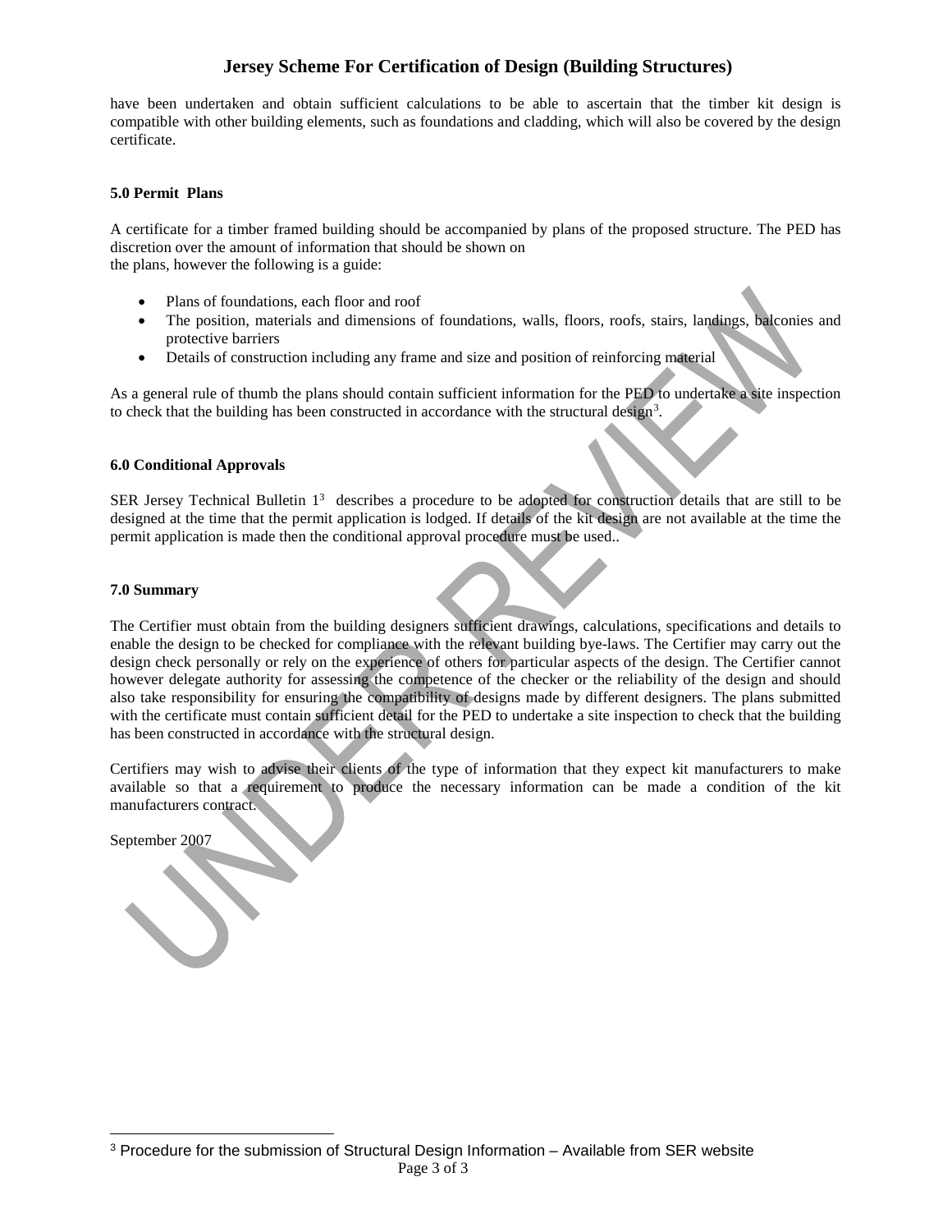have been undertaken and obtain sufficient calculations to be able to ascertain that the timber kit design is compatible with other building elements, such as foundations and cladding, which will also be covered by the design certificate.

### 5.0 Permit Plans

A certificate for a timber framed building should be accompanied by plans of the proposed structure. The PED has discretion over the amount of information that should be shown on the plans, however the following is a guide:

- Plans of foundations, each floor and roof
- The position, materials and dimensions of foundations, walls, floors, roofs, stairs, landings, balconies and protective barriers
- Details of construction including any frame and size and position of reinforcing material

As a general rule of thumb the plans should contain sufficient information for the PED to undertake a site inspection to check that the building has been constructed in accordance with the structural design[3].

### 6.0 Conditional Approvals

SER Jersey Technical Bulletin 1[3] describes a procedure to be adopted for construction details that are still to be designed at the time that the permit application is lodged. If details of the kit design are not available at the time the permit application is made then the conditional approval procedure must be used..

### 7.0 Summary

The Certifier must obtain from the building designers sufficient drawings, calculations, specifications and details to enable the design to be checked for compliance with the relevant building bye-laws. The Certifier may carry out the design check personally or rely on the experience of others for particular aspects of the design. The Certifier cannot however delegate authority for assessing the competence of the checker or the reliability of the design and should also take responsibility for ensuring the compatibility of designs made by different designers. The plans submitted with the certificate must contain sufficient detail for the PED to undertake a site inspection to check that the building has been constructed in accordance with the structural design.

Certifiers may wish to advise their clients of the type of information that they expect kit manufacturers to make available so that a requirement to produce the necessary information can be made a condition of the kit manufacturers contract.

September 2007

---

[3] Procedure for the submission of Structural Design Information – Available from SER website